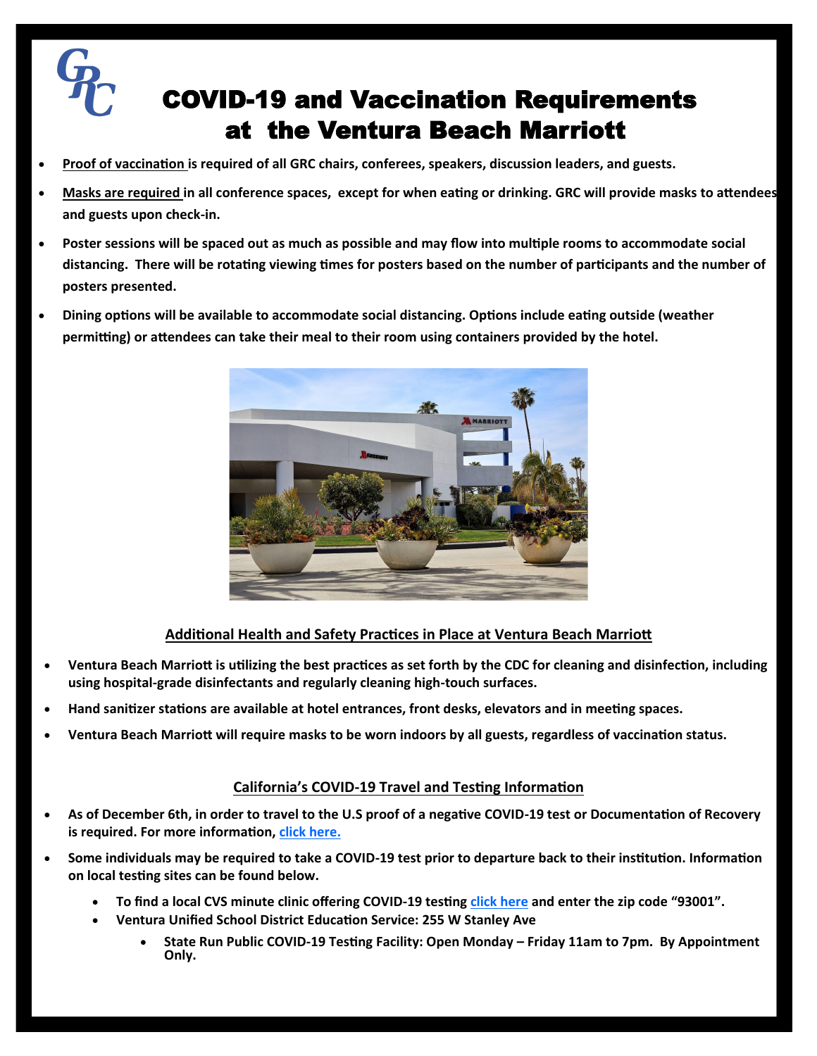# COVID-19 and Vaccination Requirements at the Ventura Beach Marriott

- **Proof of vaccination is required of all GRC chairs, conferees, speakers, discussion leaders, and guests.**
- **Masks are required in all conference spaces, except for when eating or drinking. GRC will provide masks to attendees and guests upon check-in.**
- **Poster sessions will be spaced out as much as possible and may flow into multiple rooms to accommodate social distancing. There will be rotating viewing times for posters based on the number of participants and the number of posters presented.**
- **Dining options will be available to accommodate social distancing. Options include eating outside (weather permitting) or attendees can take their meal to their room using containers provided by the hotel.**

## Additional Health and Safety Practices in Place at Ventura Beach Marriott

- **Ventura Beach Marriott is utilizing the best practices as set forth by the CDC for cleaning and disinfection, including using hospital-grade disinfectants and regularly cleaning high-touch surfaces.**
- **Hand sanitizer stations are available at hotel entrances, front desks, elevators and in meeting spaces.**
- **Ventura Beach Marriott will require masks to be worn indoors by all guests, regardless of vaccination status.**

## California's COVID-19 Travel and Testing Information

- **As of December 6th, in order to travel to the U.S proof of a negative COVID-19 test or Documentation of Recovery is required. For more information, click here.**
- **Some individuals may be required to take a COVID-19 test prior to departure back to their institution. Information on local testing sites can be found below.**
  - **To find a local CVS minute clinic offering COVID-19 testing click here and enter the zip code "93001".**
  - **Ventura Unified School District Education Service: 255 W Stanley Ave**
    - **State Run Public COVID-19 Testing Facility: Open Monday – Friday 11am to 7pm. By Appointment Only.**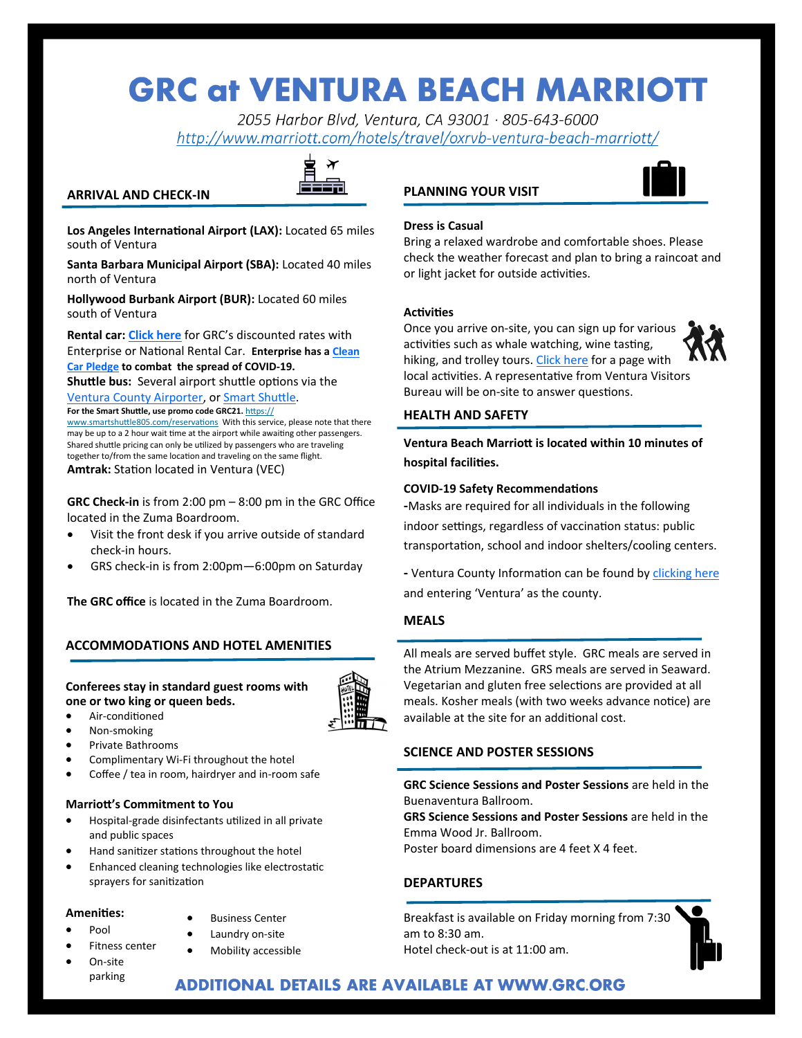# GRC at VENTURA BEACH MARRIOTT

*2055 Harbor Blvd, Ventura, CA 93001 · 805-643-6000*
*http://www.marriott.com/hotels/travel/oxrvb-ventura-beach-marriott/*

## ARRIVAL AND CHECK-IN

**Los Angeles International Airport (LAX):** Located 65 miles south of Ventura

**Santa Barbara Municipal Airport (SBA):** Located 40 miles north of Ventura

**Hollywood Burbank Airport (BUR):** Located 60 miles south of Ventura

**Rental car:** **Click here** for GRC's discounted rates with Enterprise or National Rental Car. **Enterprise has a Clean Car Pledge to combat the spread of COVID-19.**

**Shuttle bus:** Several airport shuttle options via the Ventura County Airporter, or Smart Shuttle.

**For the Smart Shuttle, use promo code GRC21.** https://www.smartshuttle805.com/reservations With this service, please note that there may be up to a 2 hour wait time at the airport while awaiting other passengers. Shared shuttle pricing can only be utilized by passengers who are traveling together to/from the same location and traveling on the same flight.

**Amtrak:** Station located in Ventura (VEC)

**GRC Check-in** is from 2:00 pm – 8:00 pm in the GRC Office located in the Zuma Boardroom.

- Visit the front desk if you arrive outside of standard check-in hours.
- GRS check-in is from 2:00pm—6:00pm on Saturday

**The GRC office** is located in the Zuma Boardroom.

## ACCOMMODATIONS AND HOTEL AMENITIES

**Conferees stay in standard guest rooms with one or two king or queen beds.**

- Air-conditioned
- Non-smoking
- Private Bathrooms
- Complimentary Wi-Fi throughout the hotel
- Coffee / tea in room, hairdryer and in-room safe

**Marriott's Commitment to You**

- Hospital-grade disinfectants utilized in all private and public spaces
- Hand sanitizer stations throughout the hotel
- Enhanced cleaning technologies like electrostatic sprayers for sanitization

**Amenities:**

- Pool
- Fitness center
- On-site parking
- Business Center
- Laundry on-site
- Mobility accessible

## PLANNING YOUR VISIT

**Dress is Casual**

Bring a relaxed wardrobe and comfortable shoes. Please check the weather forecast and plan to bring a raincoat and or light jacket for outside activities.

**Activities**

Once you arrive on-site, you can sign up for various activities such as whale watching, wine tasting, hiking, and trolley tours. Click here for a page with local activities. A representative from Ventura Visitors Bureau will be on-site to answer questions.

## HEALTH AND SAFETY

**Ventura Beach Marriott is located within 10 minutes of hospital facilities.**

**COVID-19 Safety Recommendations**

-Masks are required for all individuals in the following indoor settings, regardless of vaccination status: public transportation, school and indoor shelters/cooling centers.

- Ventura County Information can be found by clicking here and entering 'Ventura' as the county.

## MEALS

All meals are served buffet style. GRC meals are served in the Atrium Mezzanine. GRS meals are served in Seaward. Vegetarian and gluten free selections are provided at all meals. Kosher meals (with two weeks advance notice) are available at the site for an additional cost.

## SCIENCE AND POSTER SESSIONS

**GRC Science Sessions and Poster Sessions** are held in the Buenaventura Ballroom.
**GRS Science Sessions and Poster Sessions** are held in the Emma Wood Jr. Ballroom.
Poster board dimensions are 4 feet X 4 feet.

## DEPARTURES

Breakfast is available on Friday morning from 7:30 am to 8:30 am.
Hotel check-out is at 11:00 am.

**ADDITIONAL DETAILS ARE AVAILABLE AT WWW.GRC.ORG**